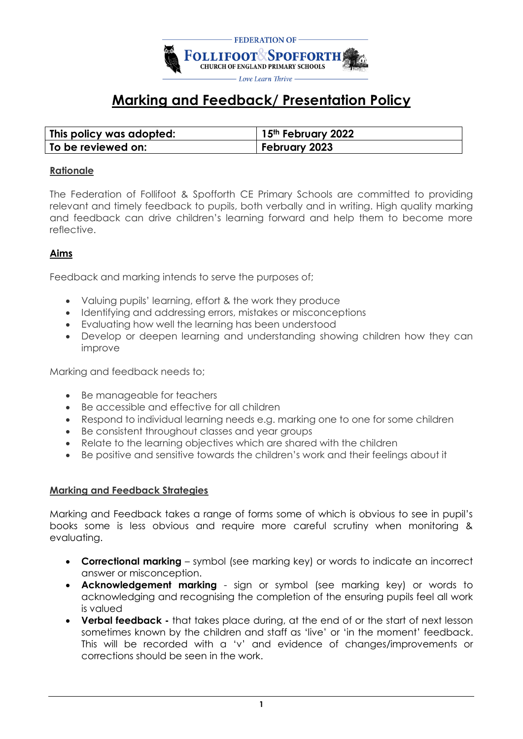FEDERATION OF

FOLLIFOOT & SPOFFORTH

CHURCH OF ENGLAND PRIMARY SCHOOLS

*Love Learn Thrive*

# Marking and Feedback/ Presentation Policy

| This policy was adopted: | 15th February 2022 |
|---|---|
| To be reviewed on: | February 2023 |

## Rationale

The Federation of Follifoot & Spofforth CE Primary Schools are committed to providing relevant and timely feedback to pupils, both verbally and in writing. High quality marking and feedback can drive children's learning forward and help them to become more reflective.

## Aims

Feedback and marking intends to serve the purposes of;

- Valuing pupils' learning, effort & the work they produce
- Identifying and addressing errors, mistakes or misconceptions
- Evaluating how well the learning has been understood
- Develop or deepen learning and understanding showing children how they can improve

Marking and feedback needs to;

- Be manageable for teachers
- Be accessible and effective for all children
- Respond to individual learning needs e.g. marking one to one for some children
- Be consistent throughout classes and year groups
- Relate to the learning objectives which are shared with the children
- Be positive and sensitive towards the children's work and their feelings about it

## Marking and Feedback Strategies

Marking and Feedback takes a range of forms some of which is obvious to see in pupil's books some is less obvious and require more careful scrutiny when monitoring & evaluating.

- **Correctional marking** – symbol (see marking key) or words to indicate an incorrect answer or misconception.
- **Acknowledgement marking** - sign or symbol (see marking key) or words to acknowledging and recognising the completion of the ensuring pupils feel all work is valued
- **Verbal feedback -** that takes place during, at the end of or the start of next lesson sometimes known by the children and staff as 'live' or 'in the moment' feedback. This will be recorded with a 'v' and evidence of changes/improvements or corrections should be seen in the work.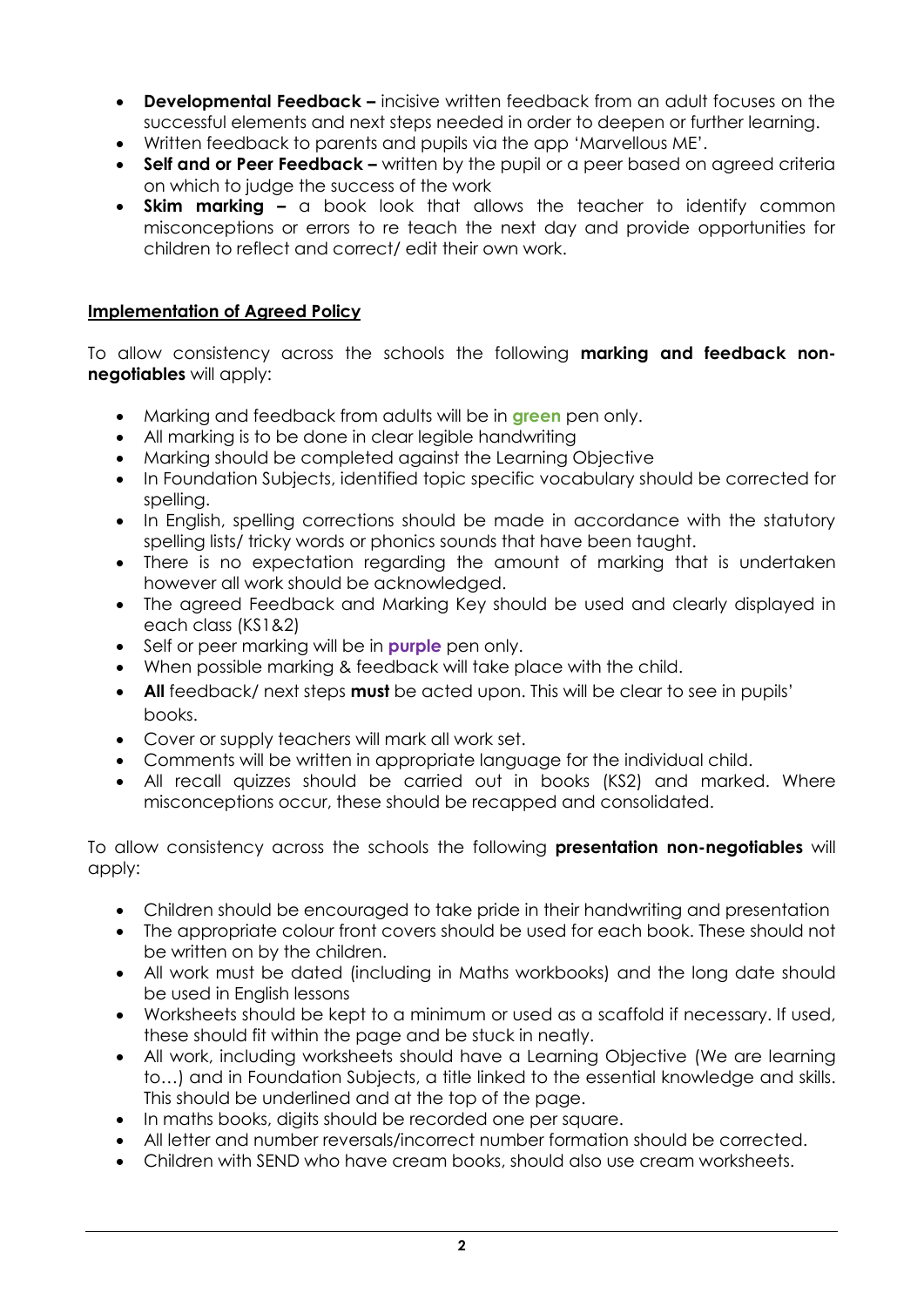- **Developmental Feedback –** incisive written feedback from an adult focuses on the successful elements and next steps needed in order to deepen or further learning.
- Written feedback to parents and pupils via the app 'Marvellous ME'.
- **Self and or Peer Feedback –** written by the pupil or a peer based on agreed criteria on which to judge the success of the work
- **Skim marking –** a book look that allows the teacher to identify common misconceptions or errors to re teach the next day and provide opportunities for children to reflect and correct/ edit their own work.

**Implementation of Agreed Policy**

To allow consistency across the schools the following **marking and feedback non-negotiables** will apply:

- Marking and feedback from adults will be in **green** pen only.
- All marking is to be done in clear legible handwriting
- Marking should be completed against the Learning Objective
- In Foundation Subjects, identified topic specific vocabulary should be corrected for spelling.
- In English, spelling corrections should be made in accordance with the statutory spelling lists/ tricky words or phonics sounds that have been taught.
- There is no expectation regarding the amount of marking that is undertaken however all work should be acknowledged.
- The agreed Feedback and Marking Key should be used and clearly displayed in each class (KS1&2)
- Self or peer marking will be in **purple** pen only.
- When possible marking & feedback will take place with the child.
- **All** feedback/ next steps **must** be acted upon. This will be clear to see in pupils' books.
- Cover or supply teachers will mark all work set.
- Comments will be written in appropriate language for the individual child.
- All recall quizzes should be carried out in books (KS2) and marked. Where misconceptions occur, these should be recapped and consolidated.

To allow consistency across the schools the following **presentation non-negotiables** will apply:

- Children should be encouraged to take pride in their handwriting and presentation
- The appropriate colour front covers should be used for each book. These should not be written on by the children.
- All work must be dated (including in Maths workbooks) and the long date should be used in English lessons
- Worksheets should be kept to a minimum or used as a scaffold if necessary. If used, these should fit within the page and be stuck in neatly.
- All work, including worksheets should have a Learning Objective (We are learning to…) and in Foundation Subjects, a title linked to the essential knowledge and skills. This should be underlined and at the top of the page.
- In maths books, digits should be recorded one per square.
- All letter and number reversals/incorrect number formation should be corrected.
- Children with SEND who have cream books, should also use cream worksheets.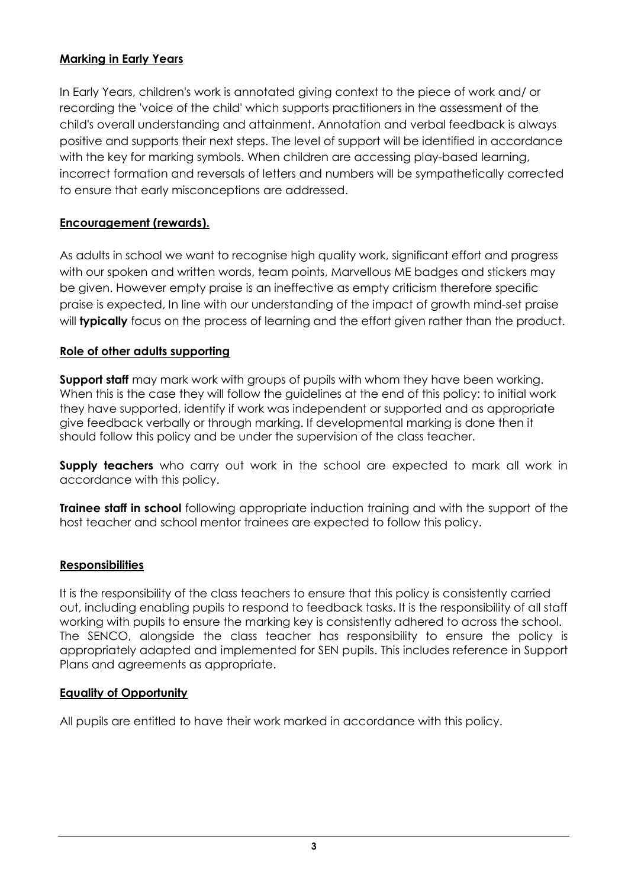## Marking in Early Years

In Early Years, children's work is annotated giving context to the piece of work and/ or recording the 'voice of the child' which supports practitioners in the assessment of the child's overall understanding and attainment. Annotation and verbal feedback is always positive and supports their next steps. The level of support will be identified in accordance with the key for marking symbols. When children are accessing play-based learning, incorrect formation and reversals of letters and numbers will be sympathetically corrected to ensure that early misconceptions are addressed.

## Encouragement (rewards).

As adults in school we want to recognise high quality work, significant effort and progress with our spoken and written words, team points, Marvellous ME badges and stickers may be given. However empty praise is an ineffective as empty criticism therefore specific praise is expected, In line with our understanding of the impact of growth mind-set praise will **typically** focus on the process of learning and the effort given rather than the product.

## Role of other adults supporting

**Support staff** may mark work with groups of pupils with whom they have been working. When this is the case they will follow the guidelines at the end of this policy: to initial work they have supported, identify if work was independent or supported and as appropriate give feedback verbally or through marking. If developmental marking is done then it should follow this policy and be under the supervision of the class teacher.

**Supply teachers** who carry out work in the school are expected to mark all work in accordance with this policy.

**Trainee staff in school** following appropriate induction training and with the support of the host teacher and school mentor trainees are expected to follow this policy.

## Responsibilities

It is the responsibility of the class teachers to ensure that this policy is consistently carried out, including enabling pupils to respond to feedback tasks. It is the responsibility of all staff working with pupils to ensure the marking key is consistently adhered to across the school. The SENCO, alongside the class teacher has responsibility to ensure the policy is appropriately adapted and implemented for SEN pupils. This includes reference in Support Plans and agreements as appropriate.

## Equality of Opportunity

All pupils are entitled to have their work marked in accordance with this policy.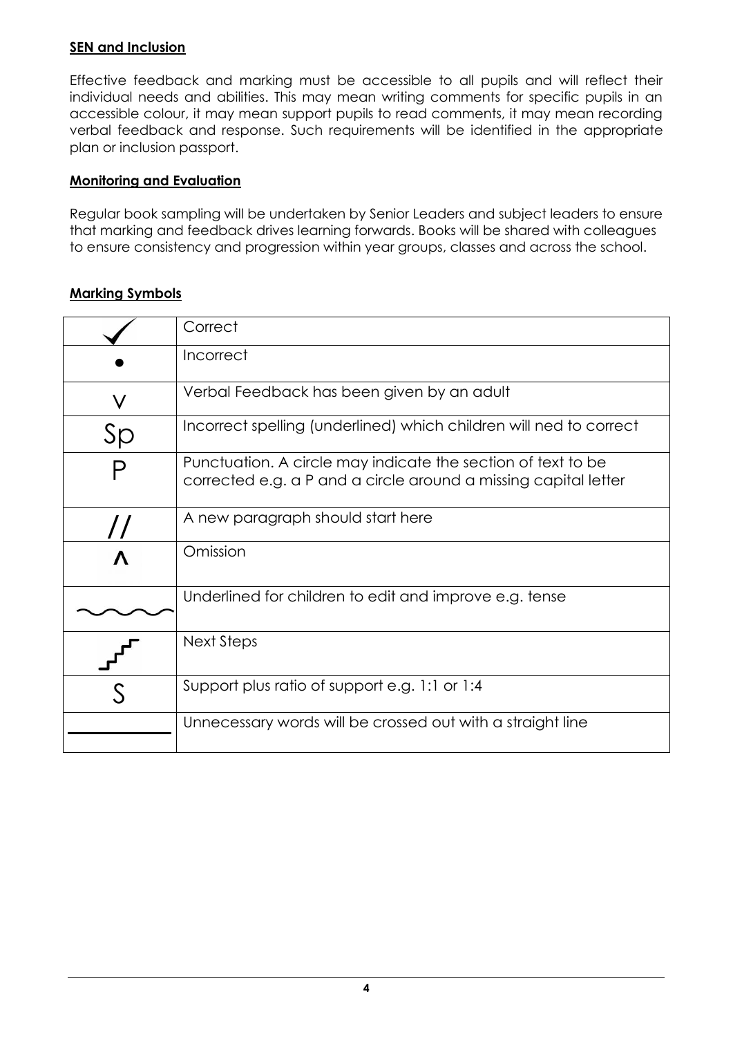**SEN and Inclusion**

Effective feedback and marking must be accessible to all pupils and will reflect their individual needs and abilities. This may mean writing comments for specific pupils in an accessible colour, it may mean support pupils to read comments, it may mean recording verbal feedback and response. Such requirements will be identified in the appropriate plan or inclusion passport.

**Monitoring and Evaluation**

Regular book sampling will be undertaken by Senior Leaders and subject leaders to ensure that marking and feedback drives learning forwards. Books will be shared with colleagues to ensure consistency and progression within year groups, classes and across the school.

**Marking Symbols**

| | |
|---|---|
| ✓ | Correct |
| ● | Incorrect |
| V | Verbal Feedback has been given by an adult |
| Sp | Incorrect spelling (underlined) which children will ned to correct |
| P | Punctuation. A circle may indicate the section of text to be corrected e.g. a P and a circle around a missing capital letter |
| // | A new paragraph should start here |
| ʌ | Omission |
| ~~~~ | Underlined for children to edit and improve e.g. tense |
| (steps symbol) | Next Steps |
| S | Support plus ratio of support e.g. 1:1 or 1:4 |
| ____ | Unnecessary words will be crossed out with a straight line |